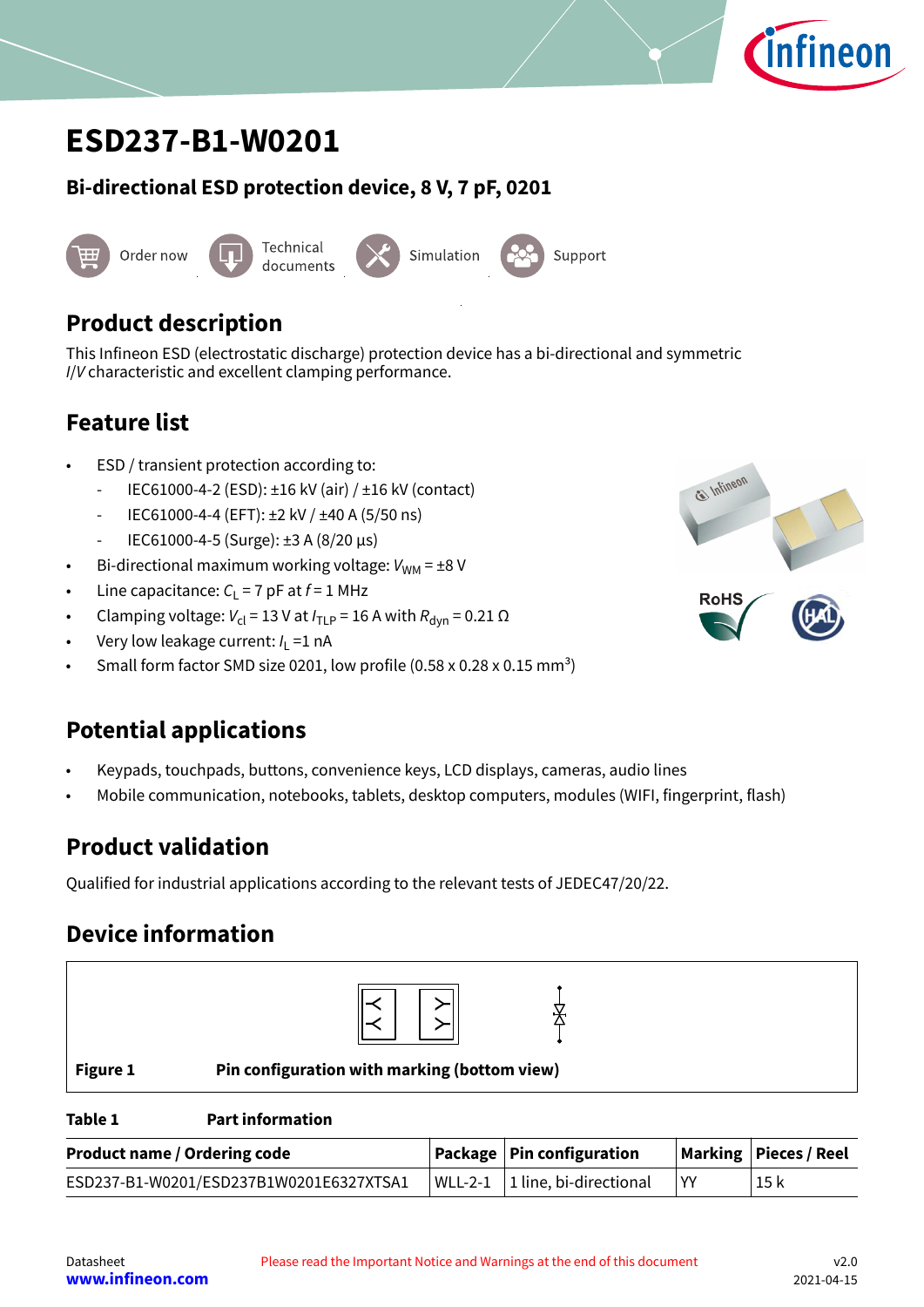# ESD237-B1-W0201

## Bi-directional ESD protection device, 8 V, 7 pF, 0201

Order now | Technical documents | Simulation | Support

## Product description

This Infineon ESD (electrostatic discharge) protection device has a bi-directional and symmetric *I*/*V* characteristic and excellent clamping performance.

## Feature list

- ESD / transient protection according to:
  - IEC61000-4-2 (ESD): ±16 kV (air) / ±16 kV (contact)
  - IEC61000-4-4 (EFT): ±2 kV / ±40 A (5/50 ns)
  - IEC61000-4-5 (Surge): ±3 A (8/20 µs)
- Bi-directional maximum working voltage: $V_{WM}$ = ±8 V
- Line capacitance: $C_L$ = 7 pF at $f$ = 1 MHz
- Clamping voltage: $V_{cl}$ = 13 V at $I_{TLP}$ = 16 A with $R_{dyn}$ = 0.21 Ω
- Very low leakage current: $I_L$ =1 nA
- Small form factor SMD size 0201, low profile (0.58 x 0.28 x 0.15 mm$^3$)

## Potential applications

- Keypads, touchpads, buttons, convenience keys, LCD displays, cameras, audio lines
- Mobile communication, notebooks, tablets, desktop computers, modules (WIFI, fingerprint, flash)

## Product validation

Qualified for industrial applications according to the relevant tests of JEDEC47/20/22.

## Device information

**Figure 1** **Pin configuration with marking (bottom view)**

**Table 1** **Part information**

| Product name / Ordering code | Package | Pin configuration | Marking | Pieces / Reel |
|---|---|---|---|---|
| ESD237-B1-W0201/ESD237B1W0201E6327XTSA1 | WLL-2-1 | 1 line, bi-directional | YY | 15 k |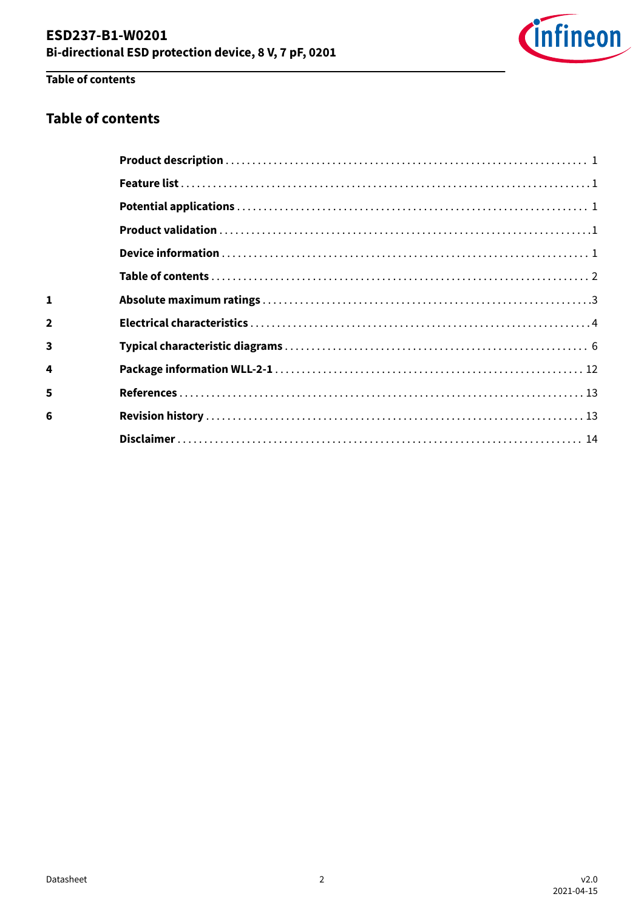## Table of contents

| | | |
|---|---|---|
| | **Product description** | 1 |
| | **Feature list** | 1 |
| | **Potential applications** | 1 |
| | **Product validation** | 1 |
| | **Device information** | 1 |
| | **Table of contents** | 2 |
| **1** | **Absolute maximum ratings** | 3 |
| **2** | **Electrical characteristics** | 4 |
| **3** | **Typical characteristic diagrams** | 6 |
| **4** | **Package information WLL-2-1** | 12 |
| **5** | **References** | 13 |
| **6** | **Revision history** | 13 |
| | **Disclaimer** | 14 |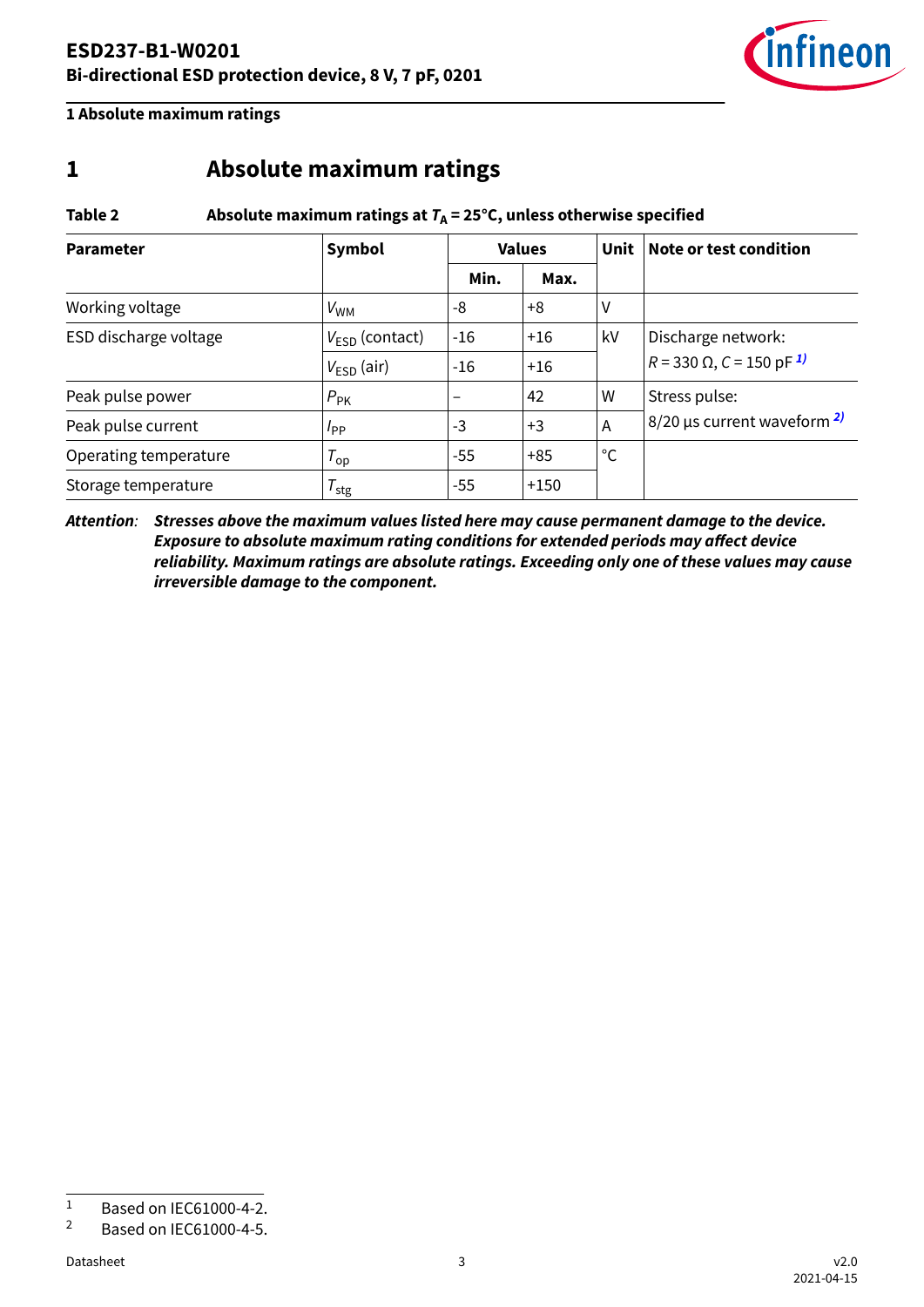# 1 Absolute maximum ratings

**Table 2 Absolute maximum ratings at $T_A$ = 25°C, unless otherwise specified**

| Parameter | Symbol | Values | | Unit | Note or test condition |
|---|---|---|---|---|---|
| | | Min. | Max. | | |
| Working voltage | $V_{WM}$ | -8 | +8 | V | |
| ESD discharge voltage | $V_{ESD}$ (contact) | -16 | +16 | kV | Discharge network: $R$ = 330 Ω, $C$ = 150 pF [1] |
| | $V_{ESD}$ (air) | -16 | +16 | | |
| Peak pulse power | $P_{PK}$ | – | 42 | W | Stress pulse: 8/20 µs current waveform [2] |
| Peak pulse current | $I_{PP}$ | -3 | +3 | A | |
| Operating temperature | $T_{op}$ | -55 | +85 | °C | |
| Storage temperature | $T_{stg}$ | -55 | +150 | | |

***Attention:*** ***Stresses above the maximum values listed here may cause permanent damage to the device. Exposure to absolute maximum rating conditions for extended periods may affect device reliability. Maximum ratings are absolute ratings. Exceeding only one of these values may cause irreversible damage to the component.***

[1] Based on IEC61000-4-2.

[2] Based on IEC61000-4-5.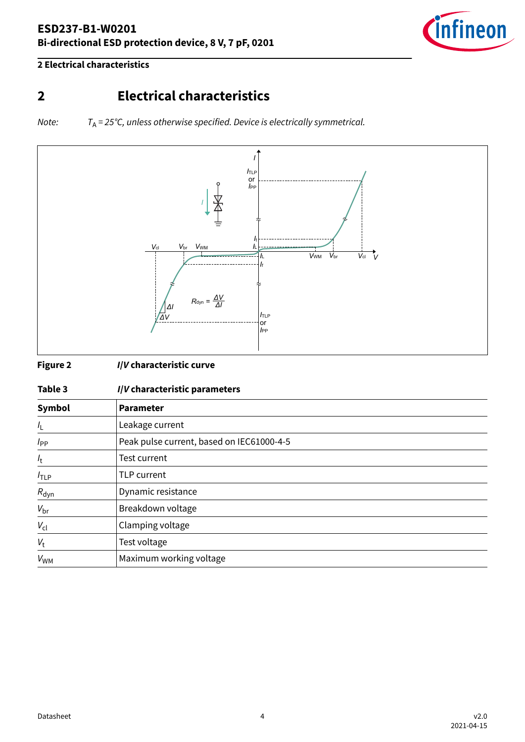# 2 Electrical characteristics

*Note:* *$T_A$ = 25°C, unless otherwise specified. Device is electrically symmetrical.*

I

$I_{TLP}$ or $I_{PP}$

$I_t$

$I_L$

$V_{cl}$ $V_{br}$ $V_{WM}$

$I_L$

$I_t$

$V_{WM}$ $V_{br}$ $V_{cl}$ $V$

$R_{dyn} = \frac{\Delta V}{\Delta I}$

$\Delta I$

$\Delta V$

$I_{TLP}$ or $I_{PP}$

**Figure 2** ***I*/*V* characteristic curve**

**Table 3** ***I*/*V* characteristic parameters**

| **Symbol** | **Parameter** |
|---|---|
| $I_L$ | Leakage current |
| $I_{PP}$ | Peak pulse current, based on IEC61000-4-5 |
| $I_t$ | Test current |
| $I_{TLP}$ | TLP current |
| $R_{dyn}$ | Dynamic resistance |
| $V_{br}$ | Breakdown voltage |
| $V_{cl}$ | Clamping voltage |
| $V_t$ | Test voltage |
| $V_{WM}$ | Maximum working voltage |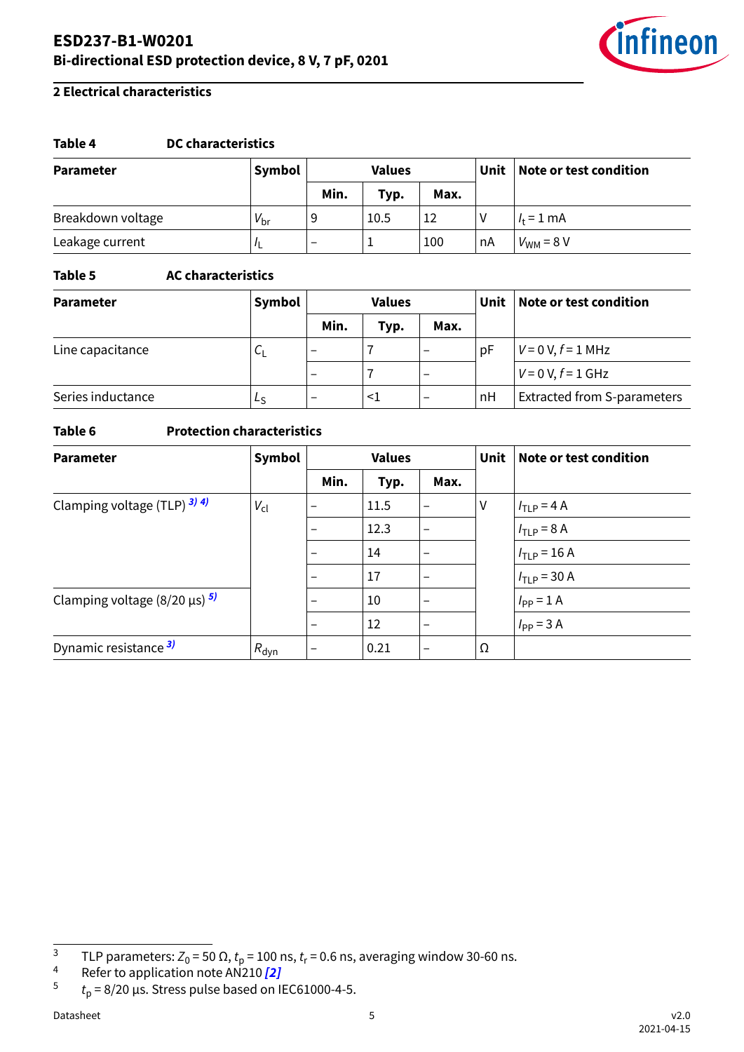## 2 Electrical characteristics

**Table 4 DC characteristics**

| Parameter | Symbol | Values | | | Unit | Note or test condition |
|---|---|---|---|---|---|---|
| | | Min. | Typ. | Max. | | |
| Breakdown voltage | $V_{br}$ | 9 | 10.5 | 12 | V | $I_t = 1$ mA |
| Leakage current | $I_L$ | – | 1 | 100 | nA | $V_{WM} = 8$ V |

**Table 5 AC characteristics**

| Parameter | Symbol | Values | | | Unit | Note or test condition |
|---|---|---|---|---|---|---|
| | | Min. | Typ. | Max. | | |
| Line capacitance | $C_L$ | – | 7 | – | pF | $V = 0$ V, $f = 1$ MHz |
| | | – | 7 | – | | $V = 0$ V, $f = 1$ GHz |
| Series inductance | $L_S$ | – | <1 | – | nH | Extracted from S-parameters |

**Table 6 Protection characteristics**

| Parameter | Symbol | Values | | | Unit | Note or test condition |
|---|---|---|---|---|---|---|
| | | Min. | Typ. | Max. | | |
| Clamping voltage (TLP) [3] [4] | $V_{cl}$ | – | 11.5 | – | V | $I_{TLP} = 4$ A |
| | | – | 12.3 | – | | $I_{TLP} = 8$ A |
| | | – | 14 | – | | $I_{TLP} = 16$ A |
| | | – | 17 | – | | $I_{TLP} = 30$ A |
| Clamping voltage (8/20 µs) [5] | | – | 10 | – | | $I_{PP} = 1$ A |
| | | – | 12 | – | | $I_{PP} = 3$ A |
| Dynamic resistance [3] | $R_{dyn}$ | – | 0.21 | – | Ω | |

3 TLP parameters: $Z_0 = 50$ Ω, $t_p = 100$ ns, $t_r = 0.6$ ns, averaging window 30-60 ns.

4 Refer to application note AN210 [2]

5 $t_p = 8/20$ µs. Stress pulse based on IEC61000-4-5.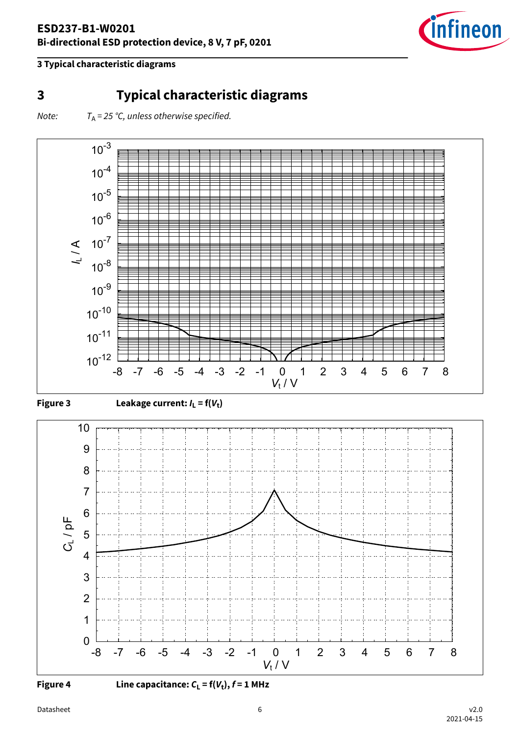# 3 Typical characteristic diagrams

*Note:* $T_A$ = 25 °C, unless otherwise specified.

$10^{-3}$
$10^{-4}$
$10^{-5}$
$10^{-6}$
$10^{-7}$
$10^{-8}$
$10^{-9}$
$10^{-10}$
$10^{-11}$
$10^{-12}$

$I_L$ / A

-8 -7 -6 -5 -4 -3 -2 -1 0 1 2 3 4 5 6 7 8

$V_t$ / V

**Figure 3** **Leakage current: $I_L$ = f($V_t$)**

10
9
8
7
6
5
4
3
2
1
0

$C_L$ / pF

-8 -7 -6 -5 -4 -3 -2 -1 0 1 2 3 4 5 6 7 8

$V_t$ / V

**Figure 4** **Line capacitance: $C_L$ = f($V_t$), $f$ = 1 MHz**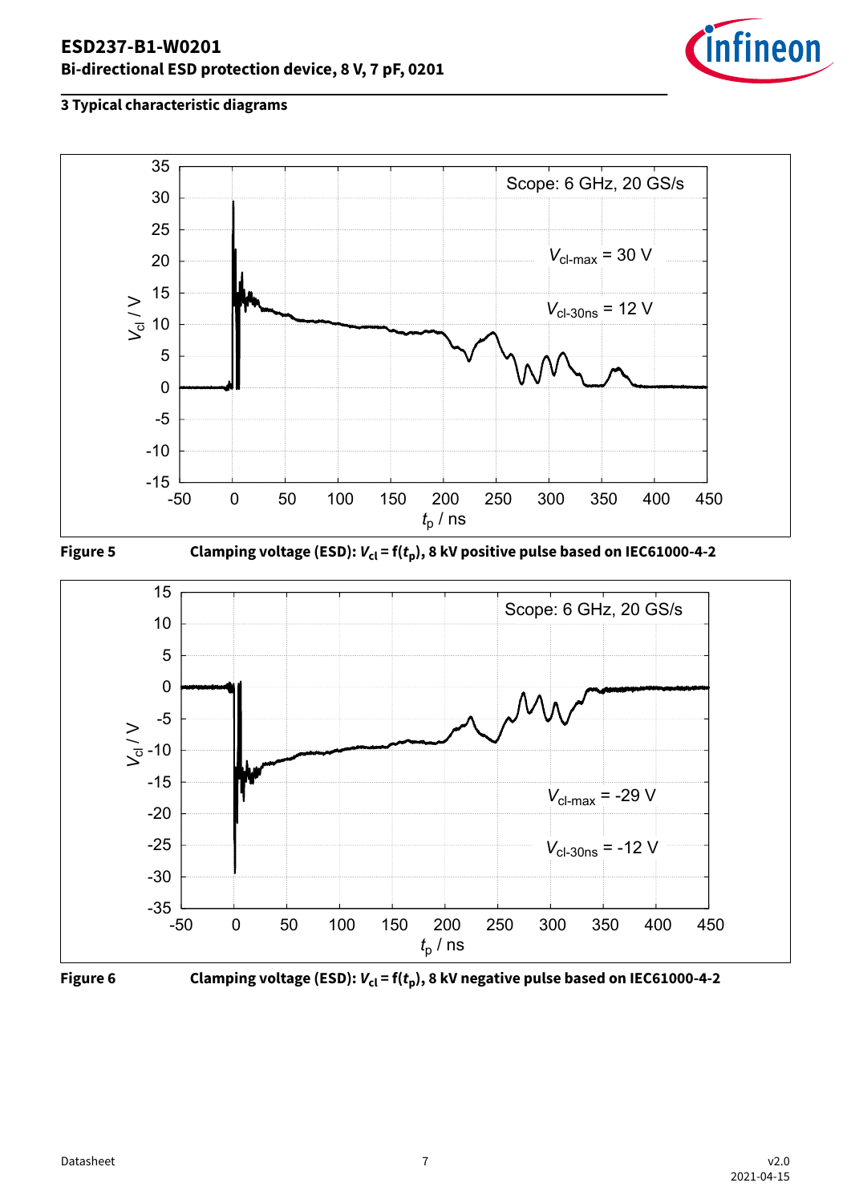## 3 Typical characteristic diagrams

Scope: 6 GHz, 20 GS/s

$V_{cl\text{-}max}$ = 30 V

$V_{cl\text{-}30ns}$ = 12 V

$V_{cl}$ / V

$t_p$ / ns

35
30
25
20
15
10
5
0
-5
-10
-15

-50 0 50 100 150 200 250 300 350 400 450

**Figure 5** Clamping voltage (ESD): $V_{cl}$ = f($t_p$), 8 kV positive pulse based on IEC61000-4-2

Scope: 6 GHz, 20 GS/s

$V_{cl\text{-}max}$ = -29 V

$V_{cl\text{-}30ns}$ = -12 V

$V_{cl}$ / V

$t_p$ / ns

15
10
5
0
-5
-10
-15
-20
-25
-30
-35

-50 0 50 100 150 200 250 300 350 400 450

**Figure 6** Clamping voltage (ESD): $V_{cl}$ = f($t_p$), 8 kV negative pulse based on IEC61000-4-2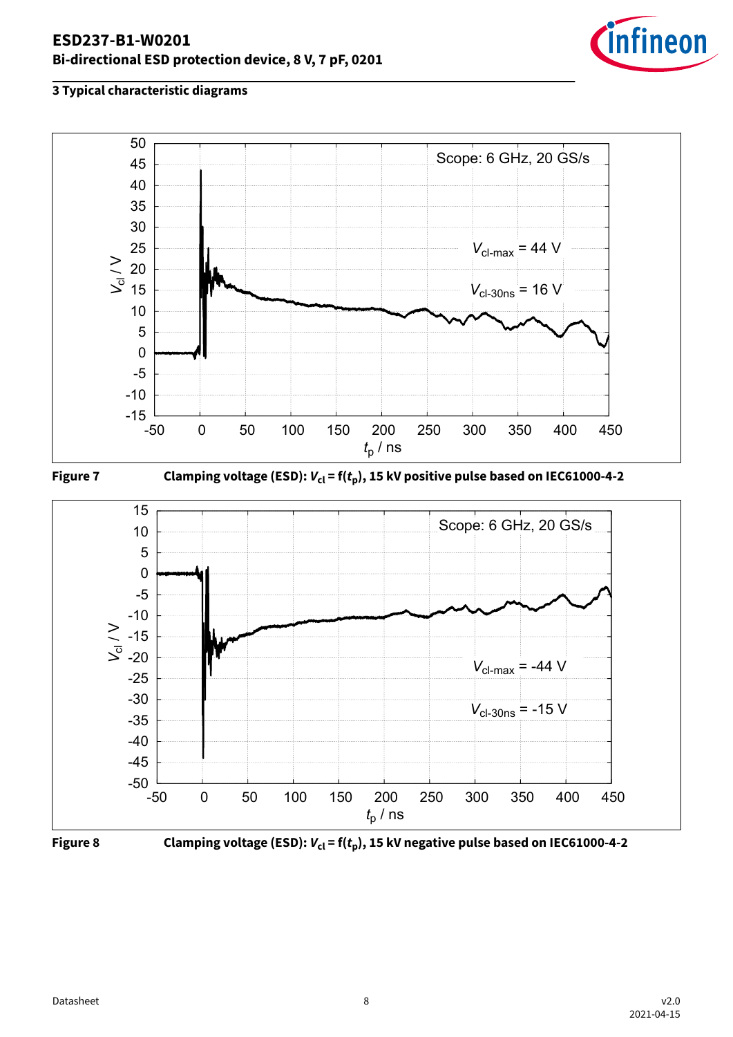## 3 Typical characteristic diagrams

Scope: 6 GHz, 20 GS/s

$V_{cl-max}$ = 44 V

$V_{cl-30ns}$ = 16 V

$V_{cl}$ / V

$t_p$ / ns

50
45
40
35
30
25
20
15
10
5
0
-5
-10
-15

-50 0 50 100 150 200 250 300 350 400 450

**Figure 7** **Clamping voltage (ESD): $V_{cl} = f(t_p)$, 15 kV positive pulse based on IEC61000-4-2**

Scope: 6 GHz, 20 GS/s

$V_{cl-max}$ = -44 V

$V_{cl-30ns}$ = -15 V

$V_{cl}$ / V

$t_p$ / ns

15
10
5
0
-5
-10
-15
-20
-25
-30
-35
-40
-45
-50

-50 0 50 100 150 200 250 300 350 400 450

**Figure 8** **Clamping voltage (ESD): $V_{cl} = f(t_p)$, 15 kV negative pulse based on IEC61000-4-2**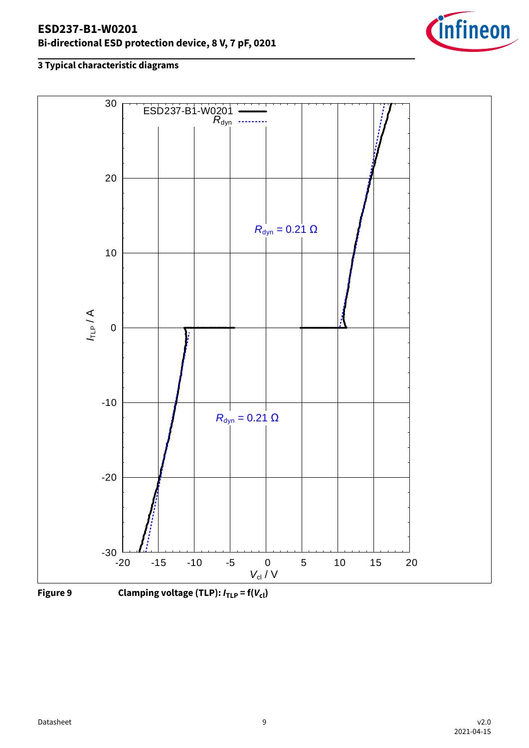## 3 Typical characteristic diagrams

ESD237-B1-W0201

$R_{dyn}$

$R_{dyn}$ = 0.21 Ω

$R_{dyn}$ = 0.21 Ω

$I_{TLP}$ / A

30

20

10

0

-10

-20

-30

-20 -15 -10 -5 0 5 10 15 20

$V_{cl}$ / V

**Figure 9** **Clamping voltage (TLP): $I_{TLP}$ = f($V_{cl}$)**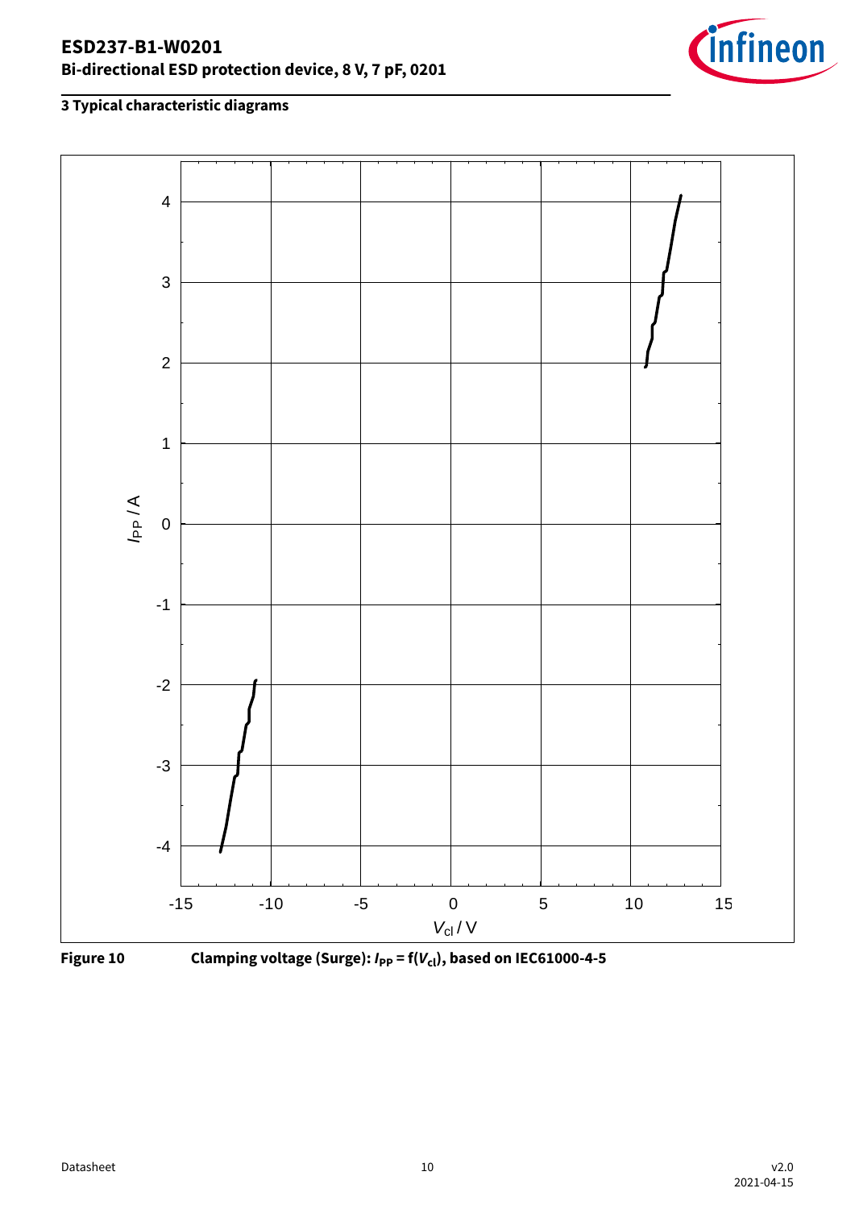## 3 Typical characteristic diagrams

$I_{PP}$ / A

4

3

2

1

0

-1

-2

-3

-4

-15 -10 -5 0 5 10 15

$V_{cl}$ / V

**Figure 10** **Clamping voltage (Surge): $I_{PP}$ = f($V_{cl}$), based on IEC61000-4-5**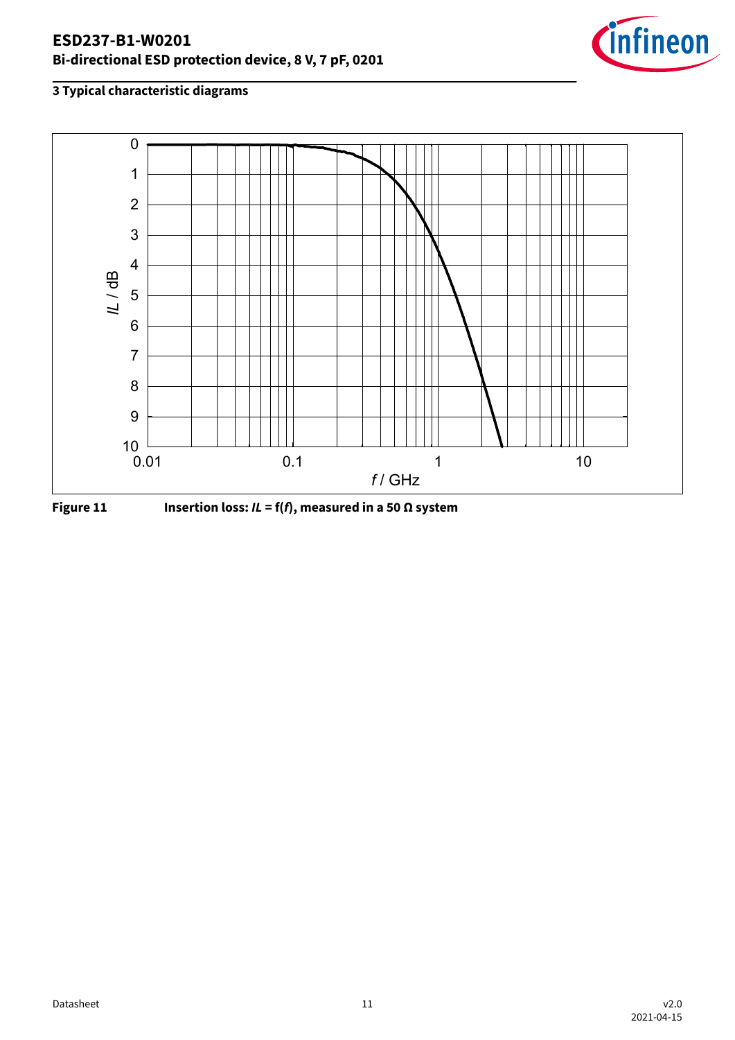## 3 Typical characteristic diagrams

0
1
2
3
4
5
6
7
8
9
10

*IL* / dB

0.01
0.1
1
10

*f* / GHz

**Figure 11** **Insertion loss: *IL* = f(*f*), measured in a 50 Ω system**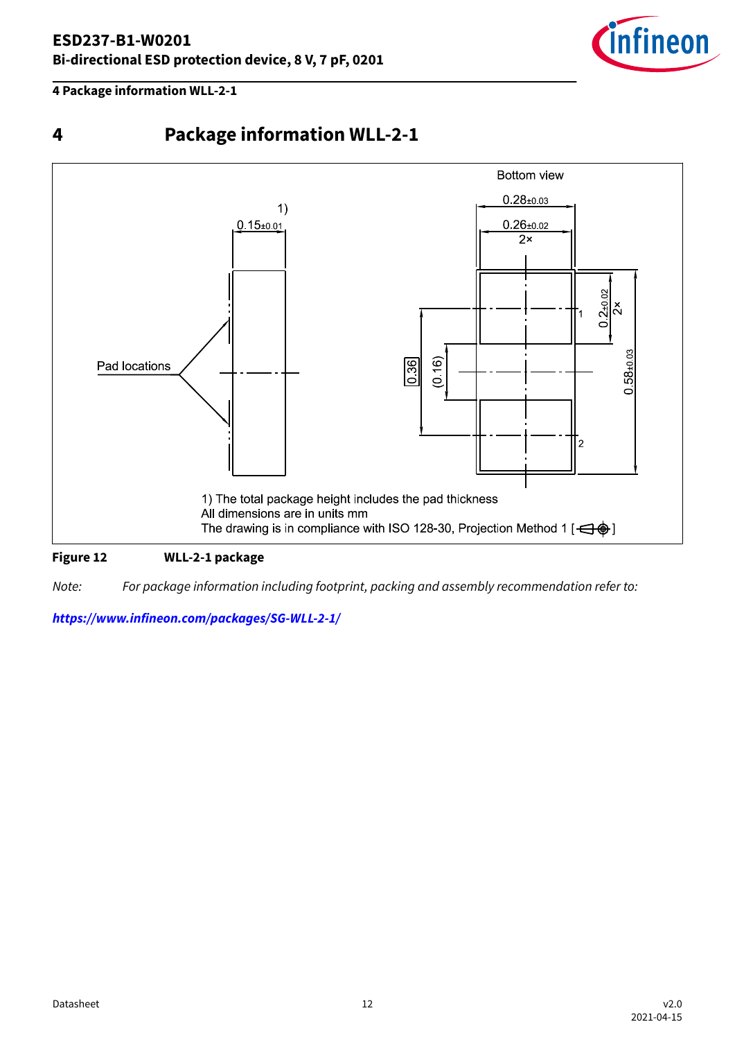# 4 Package information WLL-2-1

Bottom view

1)

0.15±0.01

0.28±0.03

0.26±0.02

2×

Pad locations

1

2

0.2±0.02

2×

0.36

(0.16)

0.58±0.03

1) The total package height includes the pad thickness

All dimensions are in units mm

The drawing is in compliance with ISO 128-30, Projection Method 1 [ ]

**Figure 12** **WLL-2-1 package**

*Note: For package information including footprint, packing and assembly recommendation refer to:*

***https://www.infineon.com/packages/SG-WLL-2-1/***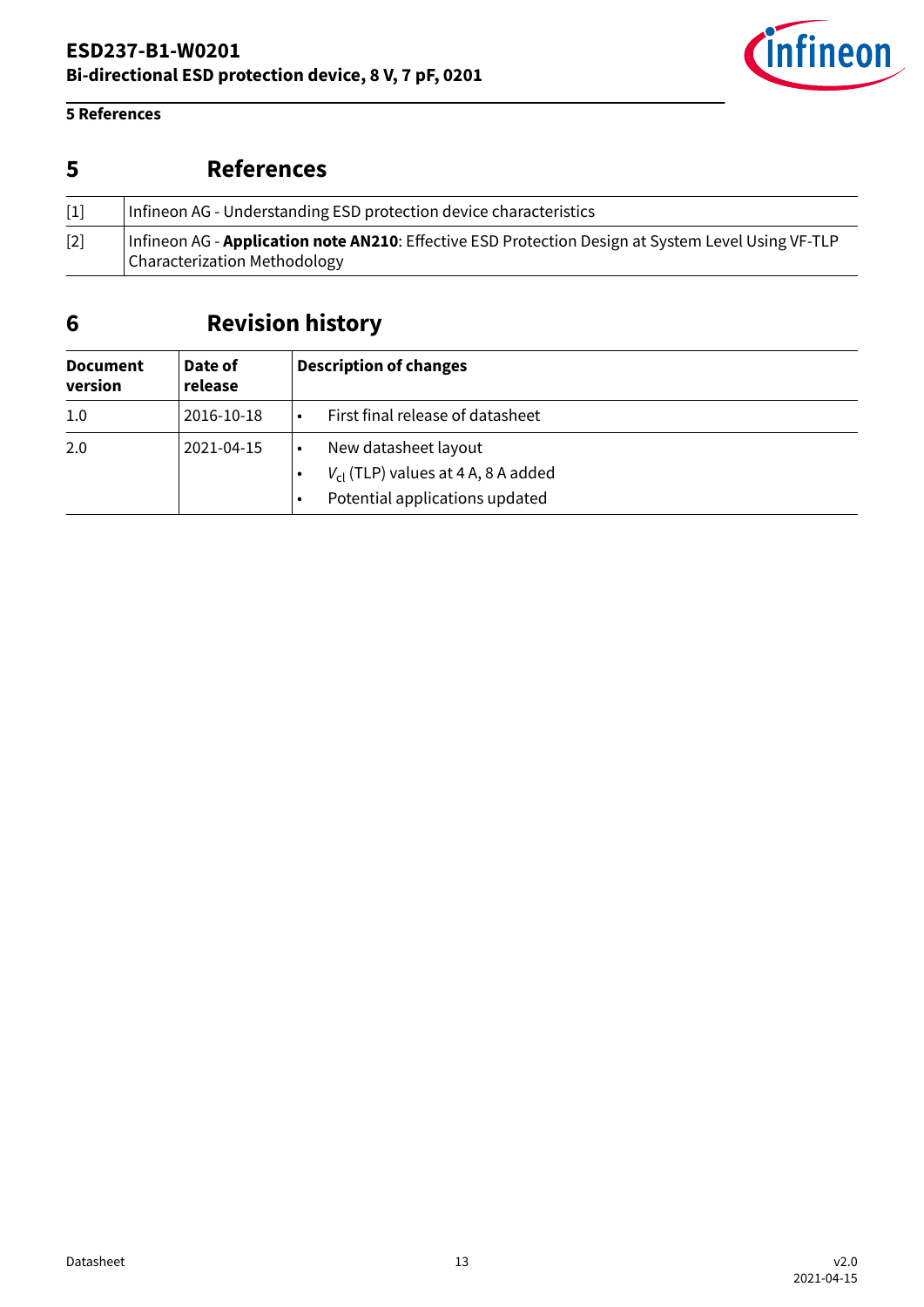# 5 References

| | |
|---|---|
| [1] | Infineon AG - Understanding ESD protection device characteristics |
| [2] | Infineon AG - **Application note AN210**: Effective ESD Protection Design at System Level Using VF-TLP Characterization Methodology |

# 6 Revision history

| Document version | Date of release | Description of changes |
|---|---|---|
| 1.0 | 2016-10-18 | • First final release of datasheet |
| 2.0 | 2021-04-15 | • New datasheet layout<br>• $V_{cl}$ (TLP) values at 4 A, 8 A added<br>• Potential applications updated |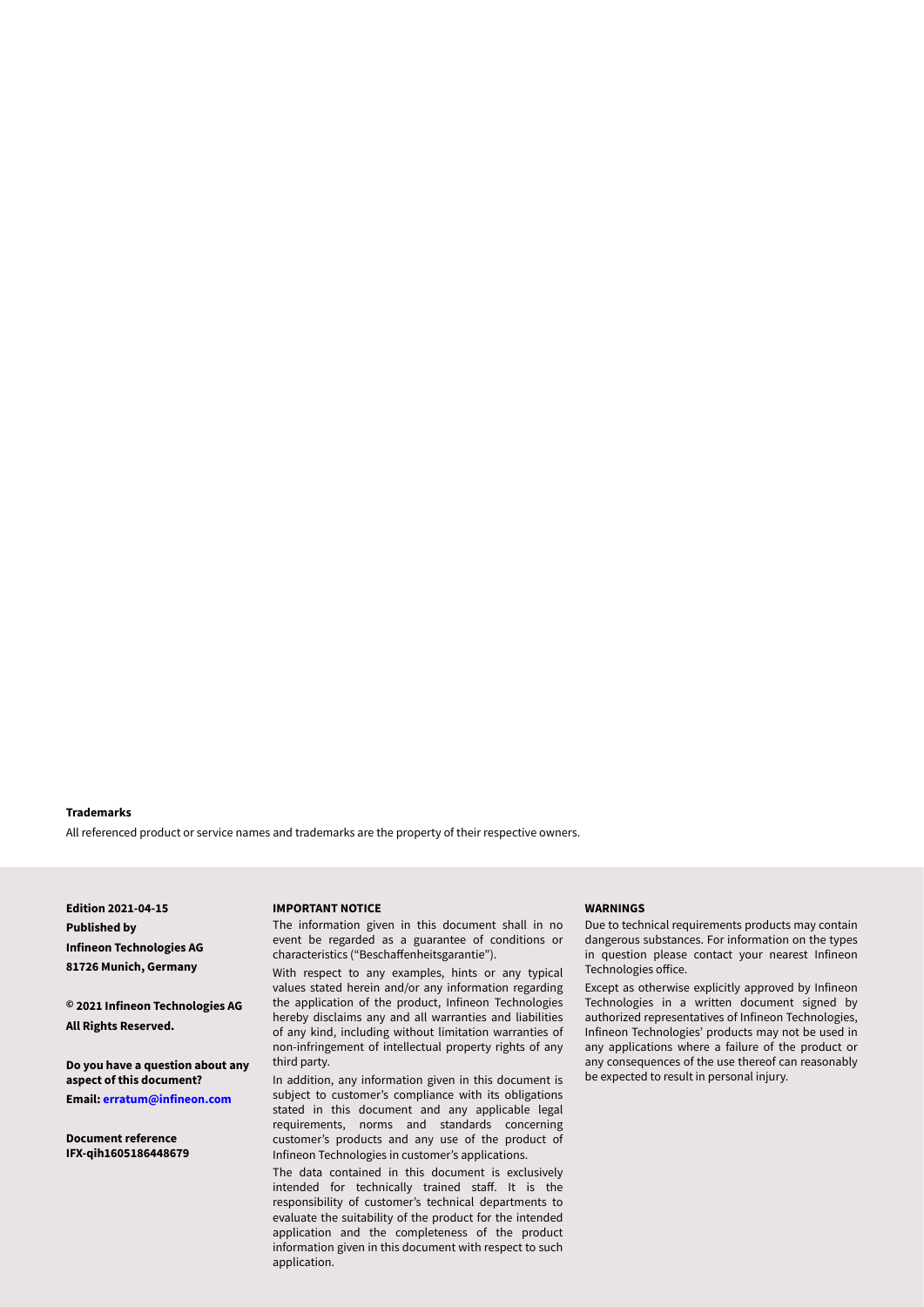**Trademarks**

All referenced product or service names and trademarks are the property of their respective owners.

**Edition 2021-04-15**
**Published by**
**Infineon Technologies AG**
**81726 Munich, Germany**

**© 2021 Infineon Technologies AG**
**All Rights Reserved.**

**Do you have a question about any aspect of this document?**
**Email: erratum@infineon.com**

**Document reference**
**IFX-qih1605186448679**

**IMPORTANT NOTICE**

The information given in this document shall in no event be regarded as a guarantee of conditions or characteristics ("Beschaffenheitsgarantie").

With respect to any examples, hints or any typical values stated herein and/or any information regarding the application of the product, Infineon Technologies hereby disclaims any and all warranties and liabilities of any kind, including without limitation warranties of non-infringement of intellectual property rights of any third party.

In addition, any information given in this document is subject to customer's compliance with its obligations stated in this document and any applicable legal requirements, norms and standards concerning customer's products and any use of the product of Infineon Technologies in customer's applications.

The data contained in this document is exclusively intended for technically trained staff. It is the responsibility of customer's technical departments to evaluate the suitability of the product for the intended application and the completeness of the product information given in this document with respect to such application.

**WARNINGS**

Due to technical requirements products may contain dangerous substances. For information on the types in question please contact your nearest Infineon Technologies office.

Except as otherwise explicitly approved by Infineon Technologies in a written document signed by authorized representatives of Infineon Technologies, Infineon Technologies' products may not be used in any applications where a failure of the product or any consequences of the use thereof can reasonably be expected to result in personal injury.